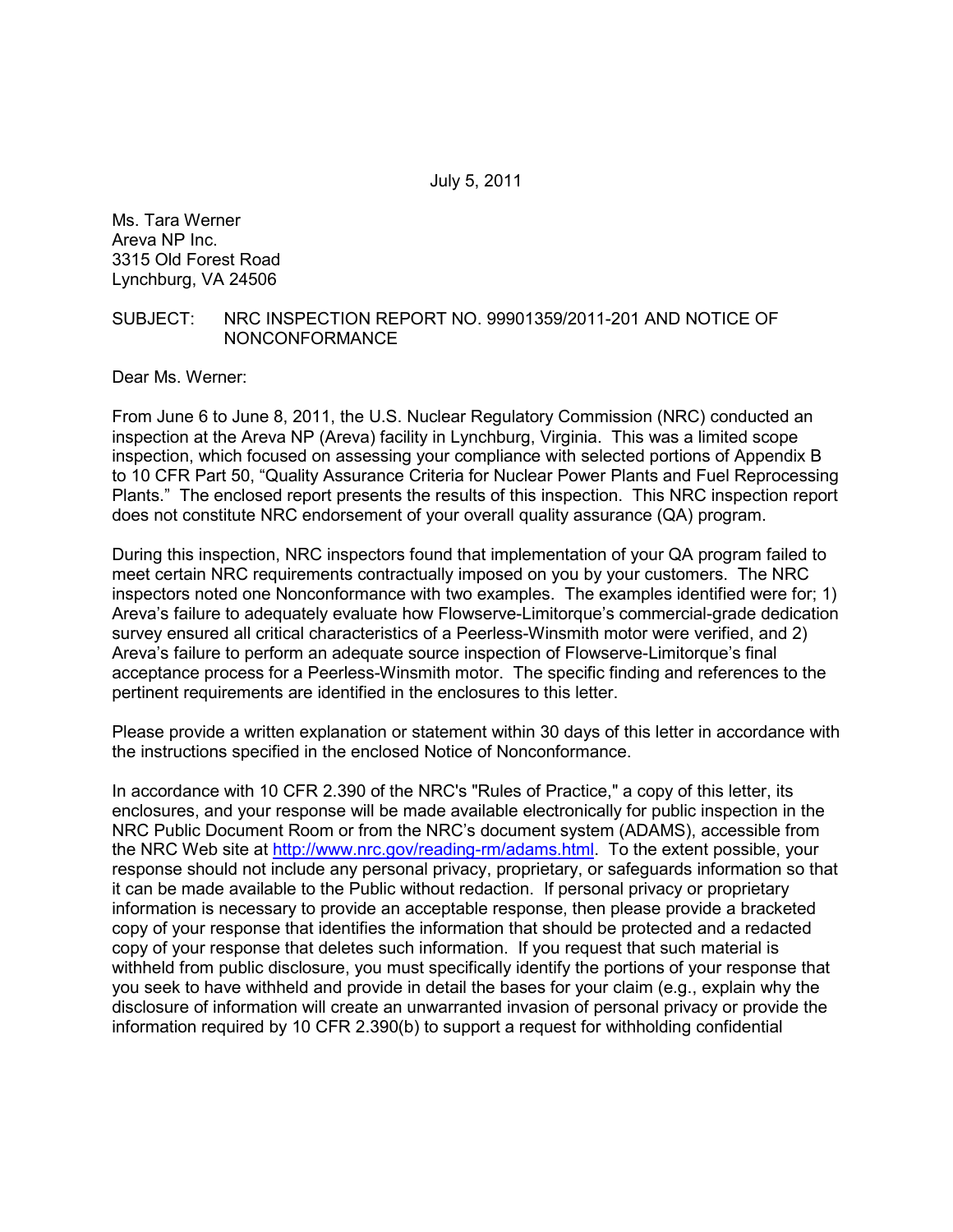July 5, 2011

Ms. Tara Werner
Areva NP Inc.
3315 Old Forest Road
Lynchburg, VA 24506

SUBJECT: NRC INSPECTION REPORT NO. 99901359/2011-201 AND NOTICE OF NONCONFORMANCE

Dear Ms. Werner:

From June 6 to June 8, 2011, the U.S. Nuclear Regulatory Commission (NRC) conducted an inspection at the Areva NP (Areva) facility in Lynchburg, Virginia. This was a limited scope inspection, which focused on assessing your compliance with selected portions of Appendix B to 10 CFR Part 50, "Quality Assurance Criteria for Nuclear Power Plants and Fuel Reprocessing Plants." The enclosed report presents the results of this inspection. This NRC inspection report does not constitute NRC endorsement of your overall quality assurance (QA) program.

During this inspection, NRC inspectors found that implementation of your QA program failed to meet certain NRC requirements contractually imposed on you by your customers. The NRC inspectors noted one Nonconformance with two examples. The examples identified were for; 1) Areva's failure to adequately evaluate how Flowserve-Limitorque's commercial-grade dedication survey ensured all critical characteristics of a Peerless-Winsmith motor were verified, and 2) Areva's failure to perform an adequate source inspection of Flowserve-Limitorque's final acceptance process for a Peerless-Winsmith motor. The specific finding and references to the pertinent requirements are identified in the enclosures to this letter.

Please provide a written explanation or statement within 30 days of this letter in accordance with the instructions specified in the enclosed Notice of Nonconformance.

In accordance with 10 CFR 2.390 of the NRC's "Rules of Practice," a copy of this letter, its enclosures, and your response will be made available electronically for public inspection in the NRC Public Document Room or from the NRC's document system (ADAMS), accessible from the NRC Web site at http://www.nrc.gov/reading-rm/adams.html. To the extent possible, your response should not include any personal privacy, proprietary, or safeguards information so that it can be made available to the Public without redaction. If personal privacy or proprietary information is necessary to provide an acceptable response, then please provide a bracketed copy of your response that identifies the information that should be protected and a redacted copy of your response that deletes such information. If you request that such material is withheld from public disclosure, you must specifically identify the portions of your response that you seek to have withheld and provide in detail the bases for your claim (e.g., explain why the disclosure of information will create an unwarranted invasion of personal privacy or provide the information required by 10 CFR 2.390(b) to support a request for withholding confidential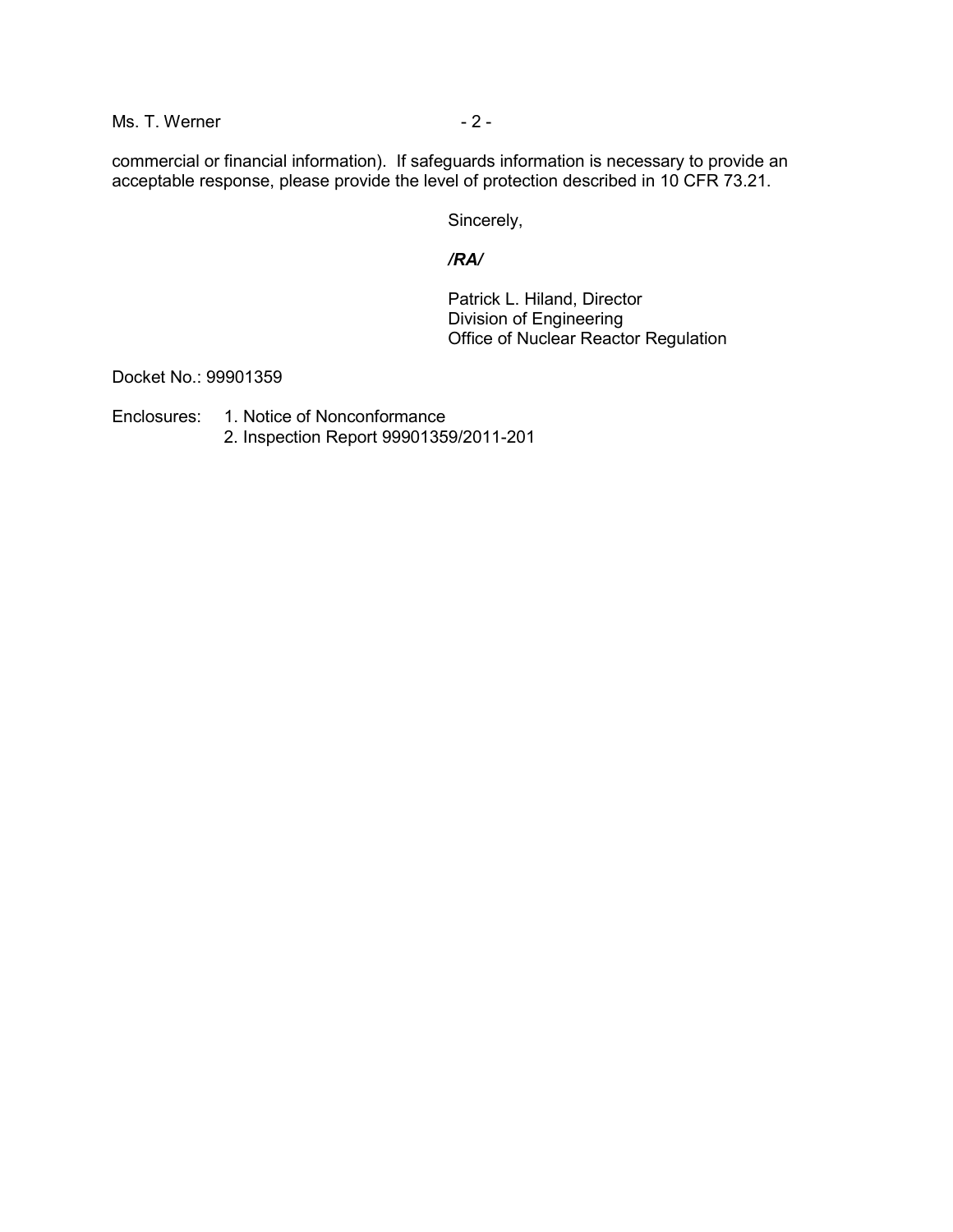commercial or financial information). If safeguards information is necessary to provide an acceptable response, please provide the level of protection described in 10 CFR 73.21.

Sincerely,

*/RA/*

Patrick L. Hiland, Director
Division of Engineering
Office of Nuclear Reactor Regulation

Docket No.: 99901359

Enclosures:
1. Notice of Nonconformance
2. Inspection Report 99901359/2011-201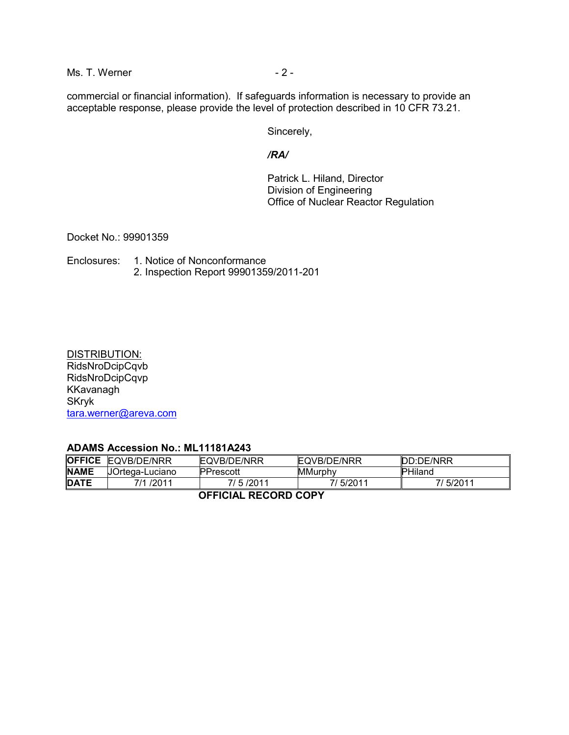commercial or financial information). If safeguards information is necessary to provide an acceptable response, please provide the level of protection described in 10 CFR 73.21.

Sincerely,

*/RA/*

Patrick L. Hiland, Director
Division of Engineering
Office of Nuclear Reactor Regulation

Docket No.: 99901359

Enclosures:
1. Notice of Nonconformance
2. Inspection Report 99901359/2011-201

DISTRIBUTION:
RidsNroDcipCqvb
RidsNroDcipCqvp
KKavanagh
SKryk
tara.werner@areva.com

**ADAMS Accession No.: ML11181A243**

| **OFFICE** | EQVB/DE/NRR | EQVB/DE/NRR | EQVB/DE/NRR | DD:DE/NRR |
|---|---|---|---|---|
| **NAME** | JOrtega-Luciano | PPrescott | MMurphy | PHiland |
| **DATE** | 7/1 /2011 | 7/ 5 /2011 | 7/ 5/2011 | 7/ 5/2011 |

**OFFICIAL RECORD COPY**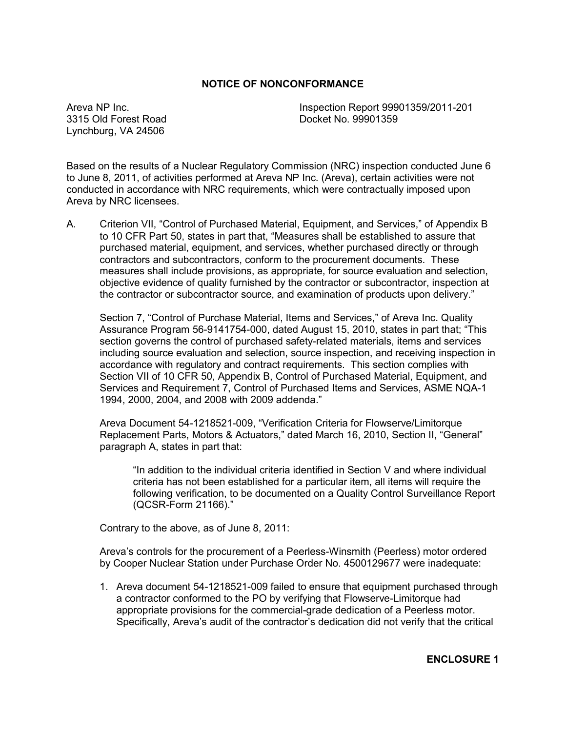## NOTICE OF NONCONFORMANCE

Areva NP Inc.
3315 Old Forest Road
Lynchburg, VA 24506

Inspection Report 99901359/2011-201
Docket No. 99901359

Based on the results of a Nuclear Regulatory Commission (NRC) inspection conducted June 6 to June 8, 2011, of activities performed at Areva NP Inc. (Areva), certain activities were not conducted in accordance with NRC requirements, which were contractually imposed upon Areva by NRC licensees.

A. Criterion VII, "Control of Purchased Material, Equipment, and Services," of Appendix B to 10 CFR Part 50, states in part that, "Measures shall be established to assure that purchased material, equipment, and services, whether purchased directly or through contractors and subcontractors, conform to the procurement documents. These measures shall include provisions, as appropriate, for source evaluation and selection, objective evidence of quality furnished by the contractor or subcontractor, inspection at the contractor or subcontractor source, and examination of products upon delivery."

   Section 7, "Control of Purchase Material, Items and Services," of Areva Inc. Quality Assurance Program 56-9141754-000, dated August 15, 2010, states in part that; "This section governs the control of purchased safety-related materials, items and services including source evaluation and selection, source inspection, and receiving inspection in accordance with regulatory and contract requirements. This section complies with Section VII of 10 CFR 50, Appendix B, Control of Purchased Material, Equipment, and Services and Requirement 7, Control of Purchased Items and Services, ASME NQA-1 1994, 2000, 2004, and 2008 with 2009 addenda."

   Areva Document 54-1218521-009, "Verification Criteria for Flowserve/Limitorque Replacement Parts, Motors & Actuators," dated March 16, 2010, Section II, "General" paragraph A, states in part that:

   > "In addition to the individual criteria identified in Section V and where individual criteria has not been established for a particular item, all items will require the following verification, to be documented on a Quality Control Surveillance Report (QCSR-Form 21166)."

   Contrary to the above, as of June 8, 2011:

   Areva's controls for the procurement of a Peerless-Winsmith (Peerless) motor ordered by Cooper Nuclear Station under Purchase Order No. 4500129677 were inadequate:

   1. Areva document 54-1218521-009 failed to ensure that equipment purchased through a contractor conformed to the PO by verifying that Flowserve-Limitorque had appropriate provisions for the commercial-grade dedication of a Peerless motor. Specifically, Areva's audit of the contractor's dedication did not verify that the critical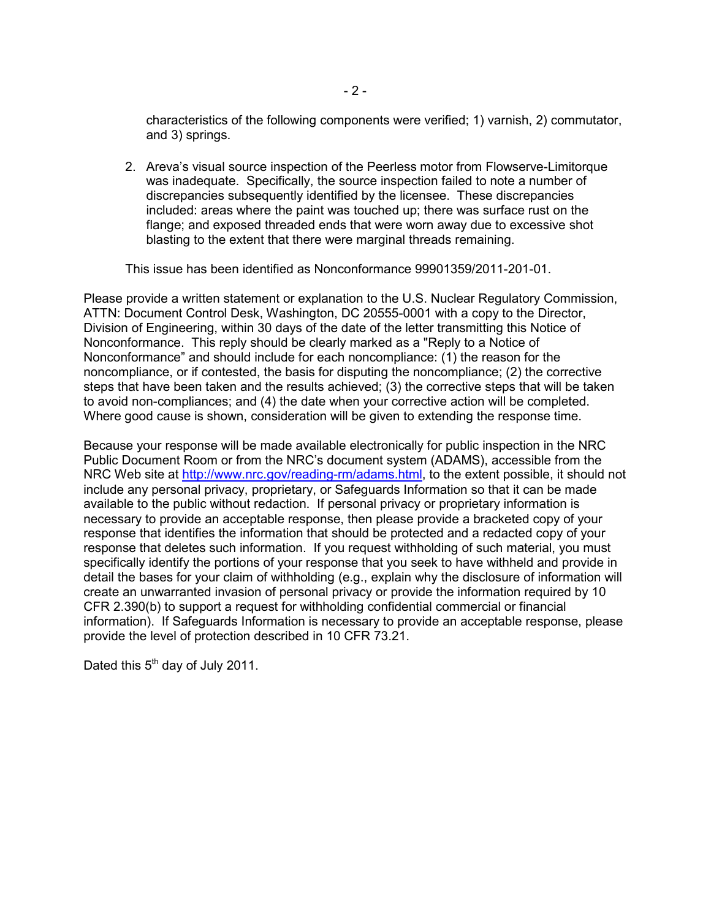characteristics of the following components were verified; 1) varnish, 2) commutator, and 3) springs.

2. Areva's visual source inspection of the Peerless motor from Flowserve-Limitorque was inadequate. Specifically, the source inspection failed to note a number of discrepancies subsequently identified by the licensee. These discrepancies included: areas where the paint was touched up; there was surface rust on the flange; and exposed threaded ends that were worn away due to excessive shot blasting to the extent that there were marginal threads remaining.

This issue has been identified as Nonconformance 99901359/2011-201-01.

Please provide a written statement or explanation to the U.S. Nuclear Regulatory Commission, ATTN: Document Control Desk, Washington, DC 20555-0001 with a copy to the Director, Division of Engineering, within 30 days of the date of the letter transmitting this Notice of Nonconformance. This reply should be clearly marked as a "Reply to a Notice of Nonconformance" and should include for each noncompliance: (1) the reason for the noncompliance, or if contested, the basis for disputing the noncompliance; (2) the corrective steps that have been taken and the results achieved; (3) the corrective steps that will be taken to avoid non-compliances; and (4) the date when your corrective action will be completed. Where good cause is shown, consideration will be given to extending the response time.

Because your response will be made available electronically for public inspection in the NRC Public Document Room or from the NRC's document system (ADAMS), accessible from the NRC Web site at http://www.nrc.gov/reading-rm/adams.html, to the extent possible, it should not include any personal privacy, proprietary, or Safeguards Information so that it can be made available to the public without redaction. If personal privacy or proprietary information is necessary to provide an acceptable response, then please provide a bracketed copy of your response that identifies the information that should be protected and a redacted copy of your response that deletes such information. If you request withholding of such material, you must specifically identify the portions of your response that you seek to have withheld and provide in detail the bases for your claim of withholding (e.g., explain why the disclosure of information will create an unwarranted invasion of personal privacy or provide the information required by 10 CFR 2.390(b) to support a request for withholding confidential commercial or financial information). If Safeguards Information is necessary to provide an acceptable response, please provide the level of protection described in 10 CFR 73.21.

Dated this 5th day of July 2011.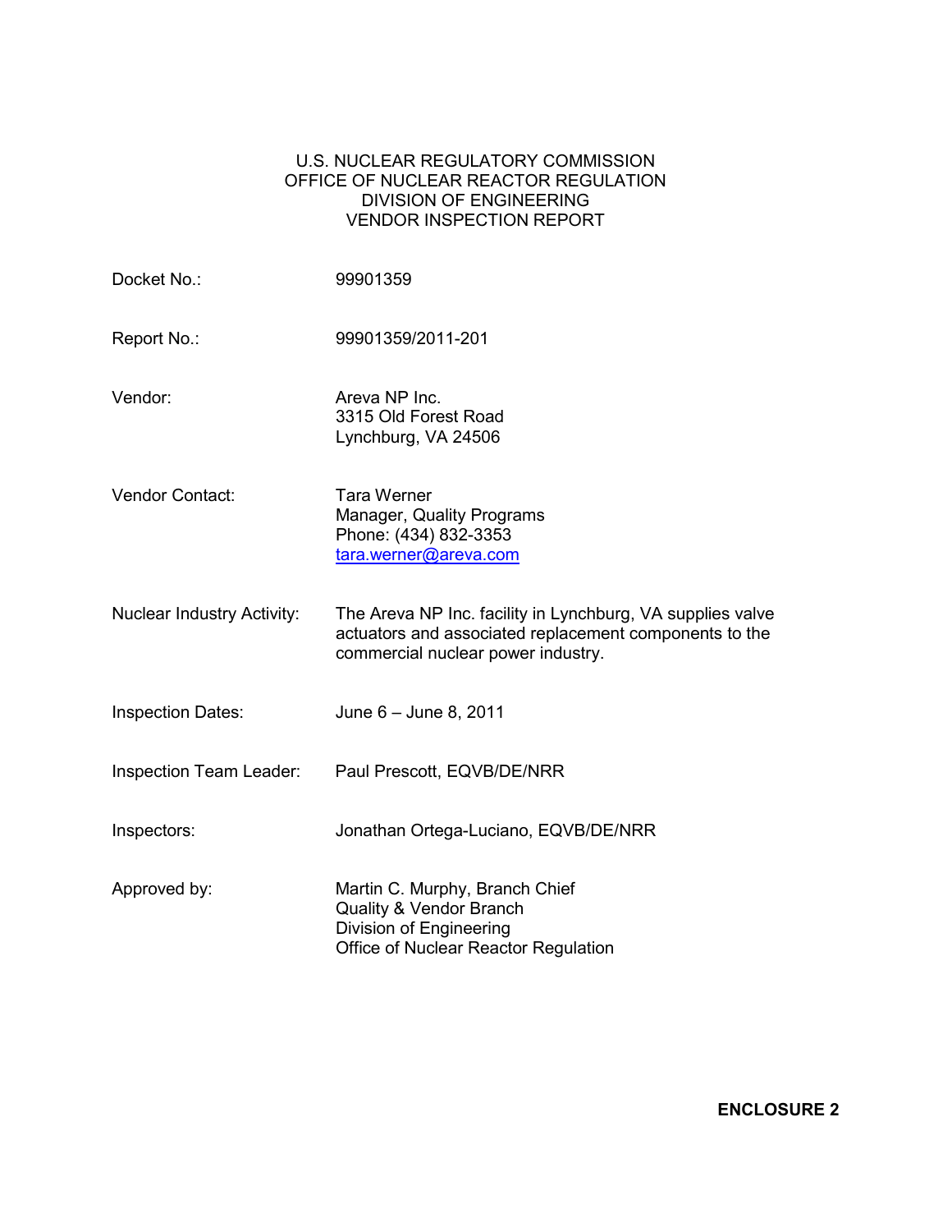U.S. NUCLEAR REGULATORY COMMISSION
OFFICE OF NUCLEAR REACTOR REGULATION
DIVISION OF ENGINEERING
VENDOR INSPECTION REPORT

| | |
|---|---|
| Docket No.: | 99901359 |
| Report No.: | 99901359/2011-201 |
| Vendor: | Areva NP Inc.<br>3315 Old Forest Road<br>Lynchburg, VA 24506 |
| Vendor Contact: | Tara Werner<br>Manager, Quality Programs<br>Phone: (434) 832-3353<br>tara.werner@areva.com |
| Nuclear Industry Activity: | The Areva NP Inc. facility in Lynchburg, VA supplies valve actuators and associated replacement components to the commercial nuclear power industry. |
| Inspection Dates: | June 6 – June 8, 2011 |
| Inspection Team Leader: | Paul Prescott, EQVB/DE/NRR |
| Inspectors: | Jonathan Ortega-Luciano, EQVB/DE/NRR |
| Approved by: | Martin C. Murphy, Branch Chief<br>Quality & Vendor Branch<br>Division of Engineering<br>Office of Nuclear Reactor Regulation |

**ENCLOSURE 2**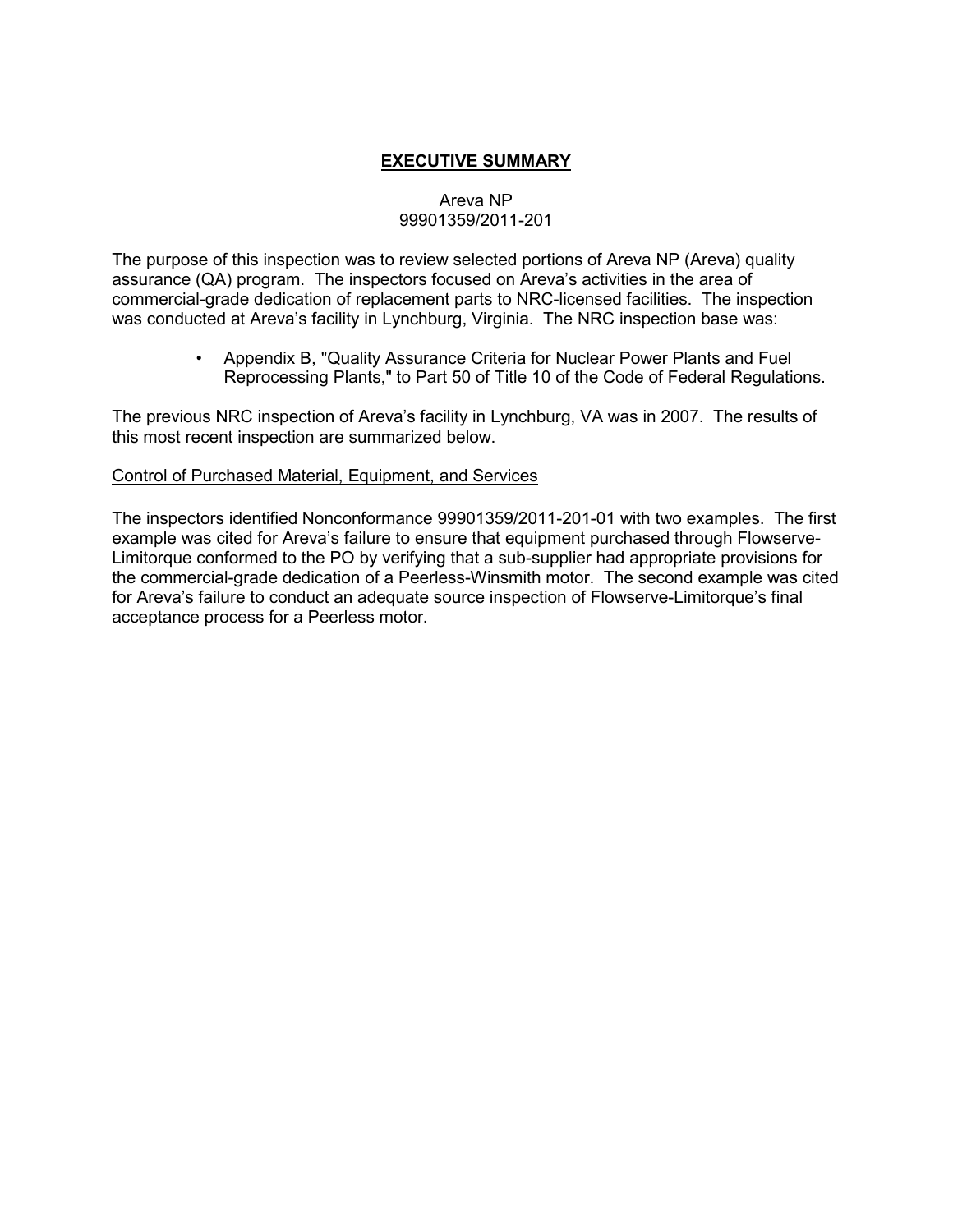# EXECUTIVE SUMMARY

Areva NP
99901359/2011-201

The purpose of this inspection was to review selected portions of Areva NP (Areva) quality assurance (QA) program. The inspectors focused on Areva's activities in the area of commercial-grade dedication of replacement parts to NRC-licensed facilities. The inspection was conducted at Areva's facility in Lynchburg, Virginia. The NRC inspection base was:

- Appendix B, "Quality Assurance Criteria for Nuclear Power Plants and Fuel Reprocessing Plants," to Part 50 of Title 10 of the Code of Federal Regulations.

The previous NRC inspection of Areva's facility in Lynchburg, VA was in 2007. The results of this most recent inspection are summarized below.

Control of Purchased Material, Equipment, and Services

The inspectors identified Nonconformance 99901359/2011-201-01 with two examples. The first example was cited for Areva's failure to ensure that equipment purchased through Flowserve-Limitorque conformed to the PO by verifying that a sub-supplier had appropriate provisions for the commercial-grade dedication of a Peerless-Winsmith motor. The second example was cited for Areva's failure to conduct an adequate source inspection of Flowserve-Limitorque's final acceptance process for a Peerless motor.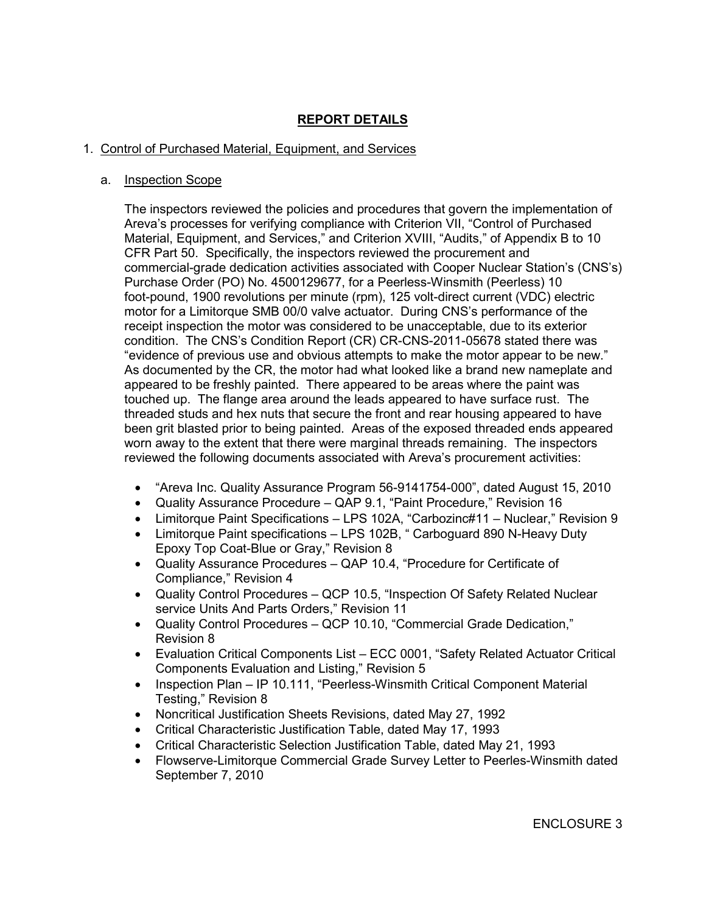## REPORT DETAILS

1. Control of Purchased Material, Equipment, and Services

   a. Inspection Scope

   The inspectors reviewed the policies and procedures that govern the implementation of Areva's processes for verifying compliance with Criterion VII, "Control of Purchased Material, Equipment, and Services," and Criterion XVIII, "Audits," of Appendix B to 10 CFR Part 50. Specifically, the inspectors reviewed the procurement and commercial-grade dedication activities associated with Cooper Nuclear Station's (CNS's) Purchase Order (PO) No. 4500129677, for a Peerless-Winsmith (Peerless) 10 foot-pound, 1900 revolutions per minute (rpm), 125 volt-direct current (VDC) electric motor for a Limitorque SMB 00/0 valve actuator. During CNS's performance of the receipt inspection the motor was considered to be unacceptable, due to its exterior condition. The CNS's Condition Report (CR) CR-CNS-2011-05678 stated there was "evidence of previous use and obvious attempts to make the motor appear to be new." As documented by the CR, the motor had what looked like a brand new nameplate and appeared to be freshly painted. There appeared to be areas where the paint was touched up. The flange area around the leads appeared to have surface rust. The threaded studs and hex nuts that secure the front and rear housing appeared to have been grit blasted prior to being painted. Areas of the exposed threaded ends appeared worn away to the extent that there were marginal threads remaining. The inspectors reviewed the following documents associated with Areva's procurement activities:

   - "Areva Inc. Quality Assurance Program 56-9141754-000", dated August 15, 2010
   - Quality Assurance Procedure – QAP 9.1, "Paint Procedure," Revision 16
   - Limitorque Paint Specifications – LPS 102A, "Carbozinc#11 – Nuclear," Revision 9
   - Limitorque Paint specifications – LPS 102B, " Carboguard 890 N-Heavy Duty Epoxy Top Coat-Blue or Gray," Revision 8
   - Quality Assurance Procedures – QAP 10.4, "Procedure for Certificate of Compliance," Revision 4
   - Quality Control Procedures – QCP 10.5, "Inspection Of Safety Related Nuclear service Units And Parts Orders," Revision 11
   - Quality Control Procedures – QCP 10.10, "Commercial Grade Dedication," Revision 8
   - Evaluation Critical Components List – ECC 0001, "Safety Related Actuator Critical Components Evaluation and Listing," Revision 5
   - Inspection Plan – IP 10.111, "Peerless-Winsmith Critical Component Material Testing," Revision 8
   - Noncritical Justification Sheets Revisions, dated May 27, 1992
   - Critical Characteristic Justification Table, dated May 17, 1993
   - Critical Characteristic Selection Justification Table, dated May 21, 1993
   - Flowserve-Limitorque Commercial Grade Survey Letter to Peerles-Winsmith dated September 7, 2010

ENCLOSURE 3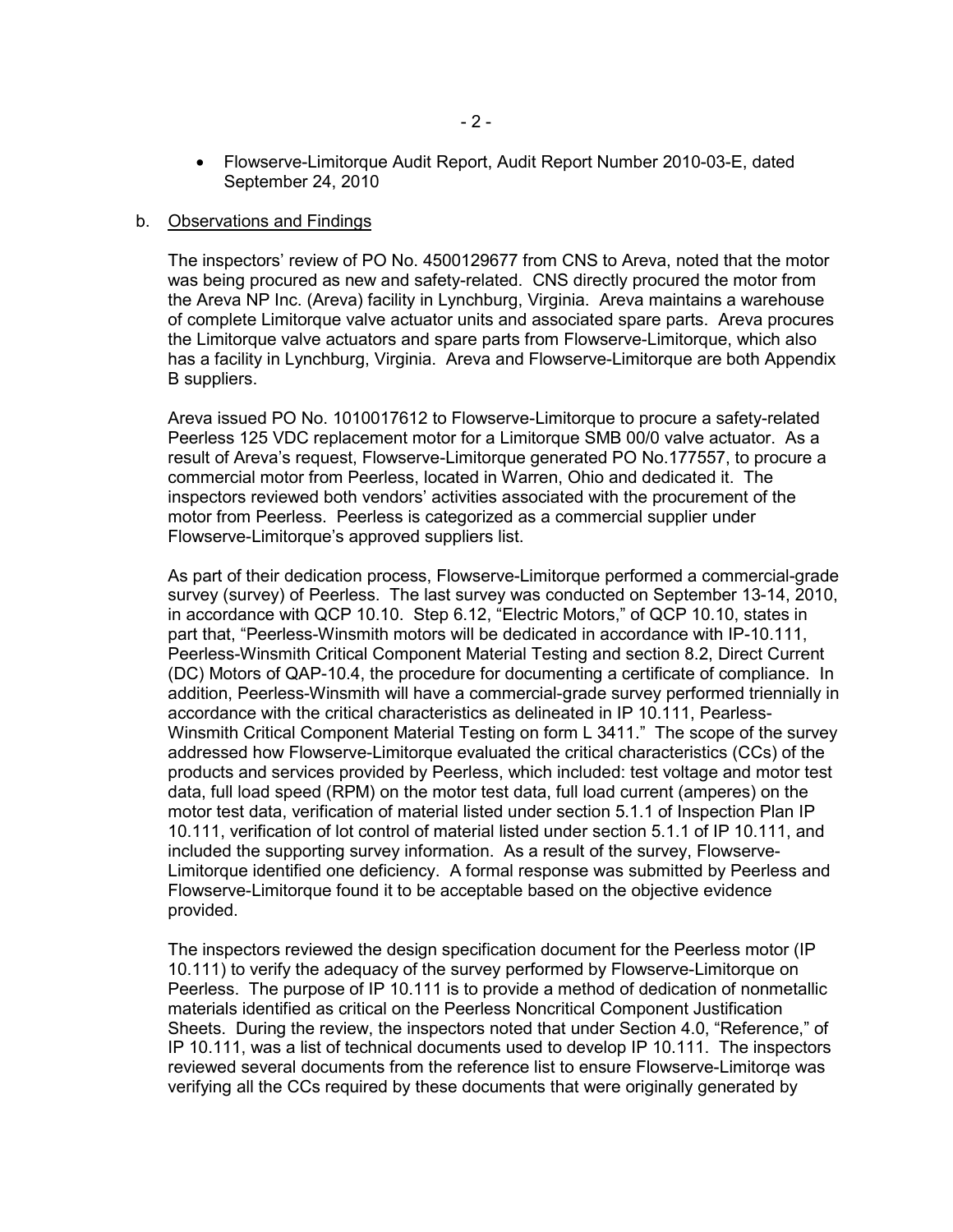- Flowserve-Limitorque Audit Report, Audit Report Number 2010-03-E, dated September 24, 2010

b. Observations and Findings

The inspectors' review of PO No. 4500129677 from CNS to Areva, noted that the motor was being procured as new and safety-related. CNS directly procured the motor from the Areva NP Inc. (Areva) facility in Lynchburg, Virginia. Areva maintains a warehouse of complete Limitorque valve actuator units and associated spare parts. Areva procures the Limitorque valve actuators and spare parts from Flowserve-Limitorque, which also has a facility in Lynchburg, Virginia. Areva and Flowserve-Limitorque are both Appendix B suppliers.

Areva issued PO No. 1010017612 to Flowserve-Limitorque to procure a safety-related Peerless 125 VDC replacement motor for a Limitorque SMB 00/0 valve actuator. As a result of Areva's request, Flowserve-Limitorque generated PO No.177557, to procure a commercial motor from Peerless, located in Warren, Ohio and dedicated it. The inspectors reviewed both vendors' activities associated with the procurement of the motor from Peerless. Peerless is categorized as a commercial supplier under Flowserve-Limitorque's approved suppliers list.

As part of their dedication process, Flowserve-Limitorque performed a commercial-grade survey (survey) of Peerless. The last survey was conducted on September 13-14, 2010, in accordance with QCP 10.10. Step 6.12, "Electric Motors," of QCP 10.10, states in part that, "Peerless-Winsmith motors will be dedicated in accordance with IP-10.111, Peerless-Winsmith Critical Component Material Testing and section 8.2, Direct Current (DC) Motors of QAP-10.4, the procedure for documenting a certificate of compliance. In addition, Peerless-Winsmith will have a commercial-grade survey performed triennially in accordance with the critical characteristics as delineated in IP 10.111, Pearless-Winsmith Critical Component Material Testing on form L 3411." The scope of the survey addressed how Flowserve-Limitorque evaluated the critical characteristics (CCs) of the products and services provided by Peerless, which included: test voltage and motor test data, full load speed (RPM) on the motor test data, full load current (amperes) on the motor test data, verification of material listed under section 5.1.1 of Inspection Plan IP 10.111, verification of lot control of material listed under section 5.1.1 of IP 10.111, and included the supporting survey information. As a result of the survey, Flowserve-Limitorque identified one deficiency. A formal response was submitted by Peerless and Flowserve-Limitorque found it to be acceptable based on the objective evidence provided.

The inspectors reviewed the design specification document for the Peerless motor (IP 10.111) to verify the adequacy of the survey performed by Flowserve-Limitorque on Peerless. The purpose of IP 10.111 is to provide a method of dedication of nonmetallic materials identified as critical on the Peerless Noncritical Component Justification Sheets. During the review, the inspectors noted that under Section 4.0, "Reference," of IP 10.111, was a list of technical documents used to develop IP 10.111. The inspectors reviewed several documents from the reference list to ensure Flowserve-Limitorqe was verifying all the CCs required by these documents that were originally generated by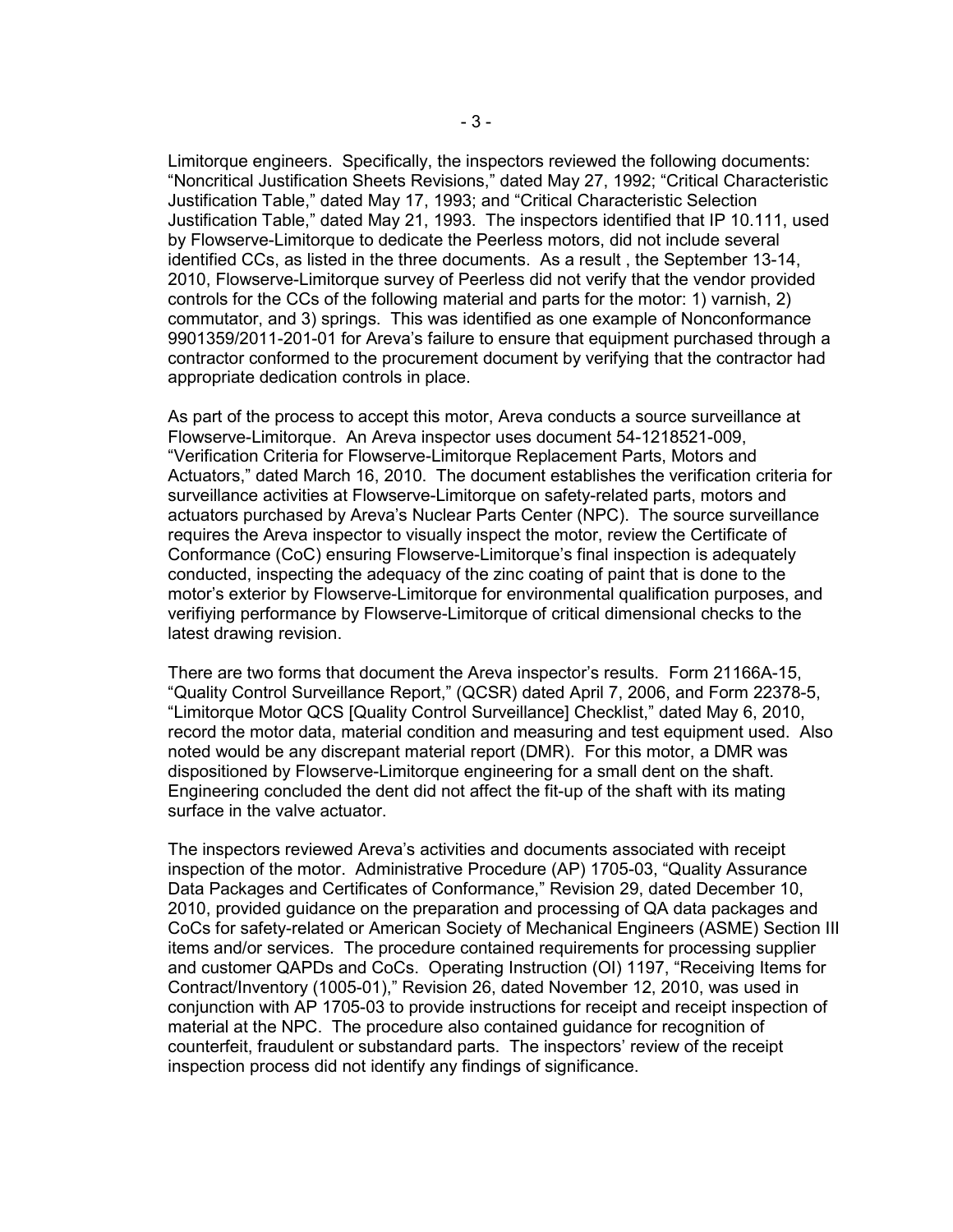Limitorque engineers. Specifically, the inspectors reviewed the following documents: "Noncritical Justification Sheets Revisions," dated May 27, 1992; "Critical Characteristic Justification Table," dated May 17, 1993; and "Critical Characteristic Selection Justification Table," dated May 21, 1993. The inspectors identified that IP 10.111, used by Flowserve-Limitorque to dedicate the Peerless motors, did not include several identified CCs, as listed in the three documents. As a result , the September 13-14, 2010, Flowserve-Limitorque survey of Peerless did not verify that the vendor provided controls for the CCs of the following material and parts for the motor: 1) varnish, 2) commutator, and 3) springs. This was identified as one example of Nonconformance 9901359/2011-201-01 for Areva's failure to ensure that equipment purchased through a contractor conformed to the procurement document by verifying that the contractor had appropriate dedication controls in place.

As part of the process to accept this motor, Areva conducts a source surveillance at Flowserve-Limitorque. An Areva inspector uses document 54-1218521-009, "Verification Criteria for Flowserve-Limitorque Replacement Parts, Motors and Actuators," dated March 16, 2010. The document establishes the verification criteria for surveillance activities at Flowserve-Limitorque on safety-related parts, motors and actuators purchased by Areva's Nuclear Parts Center (NPC). The source surveillance requires the Areva inspector to visually inspect the motor, review the Certificate of Conformance (CoC) ensuring Flowserve-Limitorque's final inspection is adequately conducted, inspecting the adequacy of the zinc coating of paint that is done to the motor's exterior by Flowserve-Limitorque for environmental qualification purposes, and verifiying performance by Flowserve-Limitorque of critical dimensional checks to the latest drawing revision.

There are two forms that document the Areva inspector's results. Form 21166A-15, "Quality Control Surveillance Report," (QCSR) dated April 7, 2006, and Form 22378-5, "Limitorque Motor QCS [Quality Control Surveillance] Checklist," dated May 6, 2010, record the motor data, material condition and measuring and test equipment used. Also noted would be any discrepant material report (DMR). For this motor, a DMR was dispositioned by Flowserve-Limitorque engineering for a small dent on the shaft. Engineering concluded the dent did not affect the fit-up of the shaft with its mating surface in the valve actuator.

The inspectors reviewed Areva's activities and documents associated with receipt inspection of the motor. Administrative Procedure (AP) 1705-03, "Quality Assurance Data Packages and Certificates of Conformance," Revision 29, dated December 10, 2010, provided guidance on the preparation and processing of QA data packages and CoCs for safety-related or American Society of Mechanical Engineers (ASME) Section III items and/or services. The procedure contained requirements for processing supplier and customer QAPDs and CoCs. Operating Instruction (OI) 1197, "Receiving Items for Contract/Inventory (1005-01)," Revision 26, dated November 12, 2010, was used in conjunction with AP 1705-03 to provide instructions for receipt and receipt inspection of material at the NPC. The procedure also contained guidance for recognition of counterfeit, fraudulent or substandard parts. The inspectors' review of the receipt inspection process did not identify any findings of significance.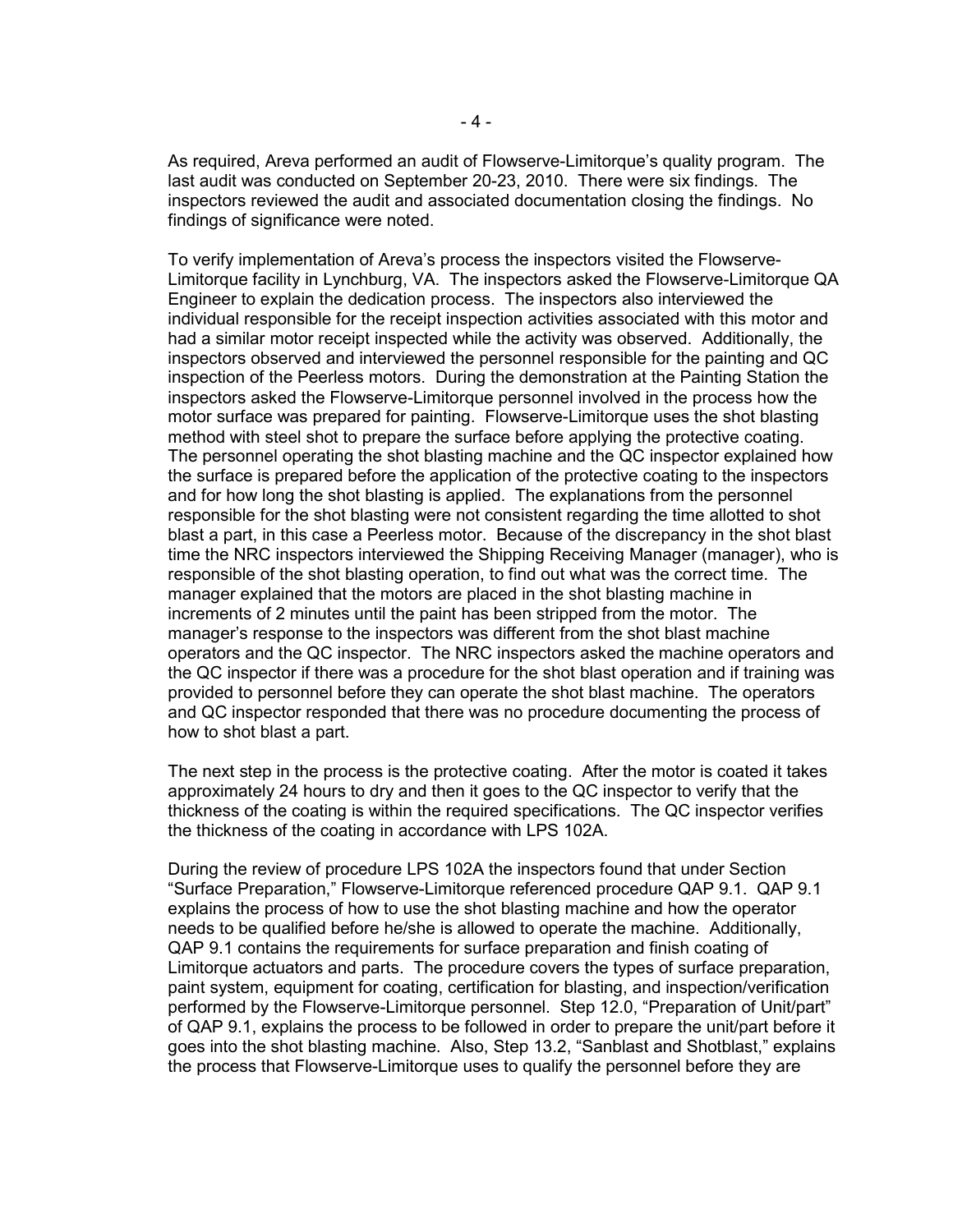As required, Areva performed an audit of Flowserve-Limitorque's quality program. The last audit was conducted on September 20-23, 2010. There were six findings. The inspectors reviewed the audit and associated documentation closing the findings. No findings of significance were noted.

To verify implementation of Areva's process the inspectors visited the Flowserve-Limitorque facility in Lynchburg, VA. The inspectors asked the Flowserve-Limitorque QA Engineer to explain the dedication process. The inspectors also interviewed the individual responsible for the receipt inspection activities associated with this motor and had a similar motor receipt inspected while the activity was observed. Additionally, the inspectors observed and interviewed the personnel responsible for the painting and QC inspection of the Peerless motors. During the demonstration at the Painting Station the inspectors asked the Flowserve-Limitorque personnel involved in the process how the motor surface was prepared for painting. Flowserve-Limitorque uses the shot blasting method with steel shot to prepare the surface before applying the protective coating. The personnel operating the shot blasting machine and the QC inspector explained how the surface is prepared before the application of the protective coating to the inspectors and for how long the shot blasting is applied. The explanations from the personnel responsible for the shot blasting were not consistent regarding the time allotted to shot blast a part, in this case a Peerless motor. Because of the discrepancy in the shot blast time the NRC inspectors interviewed the Shipping Receiving Manager (manager), who is responsible of the shot blasting operation, to find out what was the correct time. The manager explained that the motors are placed in the shot blasting machine in increments of 2 minutes until the paint has been stripped from the motor. The manager's response to the inspectors was different from the shot blast machine operators and the QC inspector. The NRC inspectors asked the machine operators and the QC inspector if there was a procedure for the shot blast operation and if training was provided to personnel before they can operate the shot blast machine. The operators and QC inspector responded that there was no procedure documenting the process of how to shot blast a part.

The next step in the process is the protective coating. After the motor is coated it takes approximately 24 hours to dry and then it goes to the QC inspector to verify that the thickness of the coating is within the required specifications. The QC inspector verifies the thickness of the coating in accordance with LPS 102A.

During the review of procedure LPS 102A the inspectors found that under Section "Surface Preparation," Flowserve-Limitorque referenced procedure QAP 9.1. QAP 9.1 explains the process of how to use the shot blasting machine and how the operator needs to be qualified before he/she is allowed to operate the machine. Additionally, QAP 9.1 contains the requirements for surface preparation and finish coating of Limitorque actuators and parts. The procedure covers the types of surface preparation, paint system, equipment for coating, certification for blasting, and inspection/verification performed by the Flowserve-Limitorque personnel. Step 12.0, "Preparation of Unit/part" of QAP 9.1, explains the process to be followed in order to prepare the unit/part before it goes into the shot blasting machine. Also, Step 13.2, "Sanblast and Shotblast," explains the process that Flowserve-Limitorque uses to qualify the personnel before they are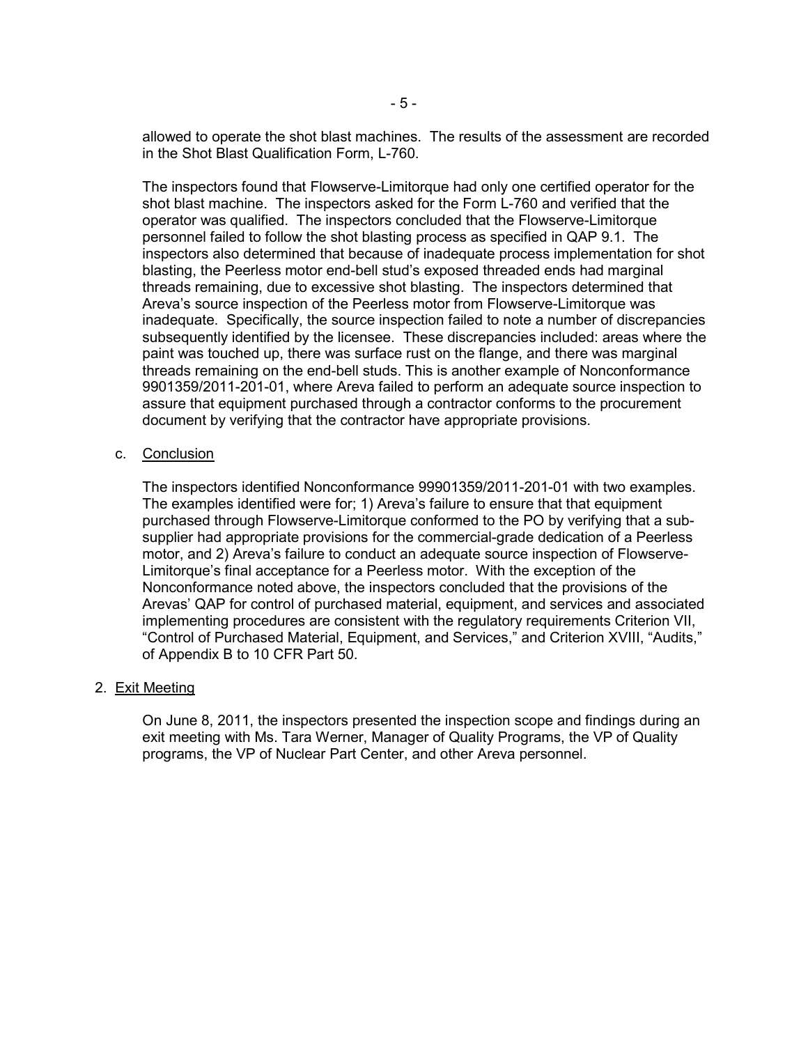allowed to operate the shot blast machines. The results of the assessment are recorded in the Shot Blast Qualification Form, L-760.

The inspectors found that Flowserve-Limitorque had only one certified operator for the shot blast machine. The inspectors asked for the Form L-760 and verified that the operator was qualified. The inspectors concluded that the Flowserve-Limitorque personnel failed to follow the shot blasting process as specified in QAP 9.1. The inspectors also determined that because of inadequate process implementation for shot blasting, the Peerless motor end-bell stud's exposed threaded ends had marginal threads remaining, due to excessive shot blasting. The inspectors determined that Areva's source inspection of the Peerless motor from Flowserve-Limitorque was inadequate. Specifically, the source inspection failed to note a number of discrepancies subsequently identified by the licensee. These discrepancies included: areas where the paint was touched up, there was surface rust on the flange, and there was marginal threads remaining on the end-bell studs. This is another example of Nonconformance 9901359/2011-201-01, where Areva failed to perform an adequate source inspection to assure that equipment purchased through a contractor conforms to the procurement document by verifying that the contractor have appropriate provisions.

c. Conclusion

The inspectors identified Nonconformance 99901359/2011-201-01 with two examples. The examples identified were for; 1) Areva's failure to ensure that that equipment purchased through Flowserve-Limitorque conformed to the PO by verifying that a sub-supplier had appropriate provisions for the commercial-grade dedication of a Peerless motor, and 2) Areva's failure to conduct an adequate source inspection of Flowserve-Limitorque's final acceptance for a Peerless motor. With the exception of the Nonconformance noted above, the inspectors concluded that the provisions of the Arevas' QAP for control of purchased material, equipment, and services and associated implementing procedures are consistent with the regulatory requirements Criterion VII, "Control of Purchased Material, Equipment, and Services," and Criterion XVIII, "Audits," of Appendix B to 10 CFR Part 50.

2. Exit Meeting

On June 8, 2011, the inspectors presented the inspection scope and findings during an exit meeting with Ms. Tara Werner, Manager of Quality Programs, the VP of Quality programs, the VP of Nuclear Part Center, and other Areva personnel.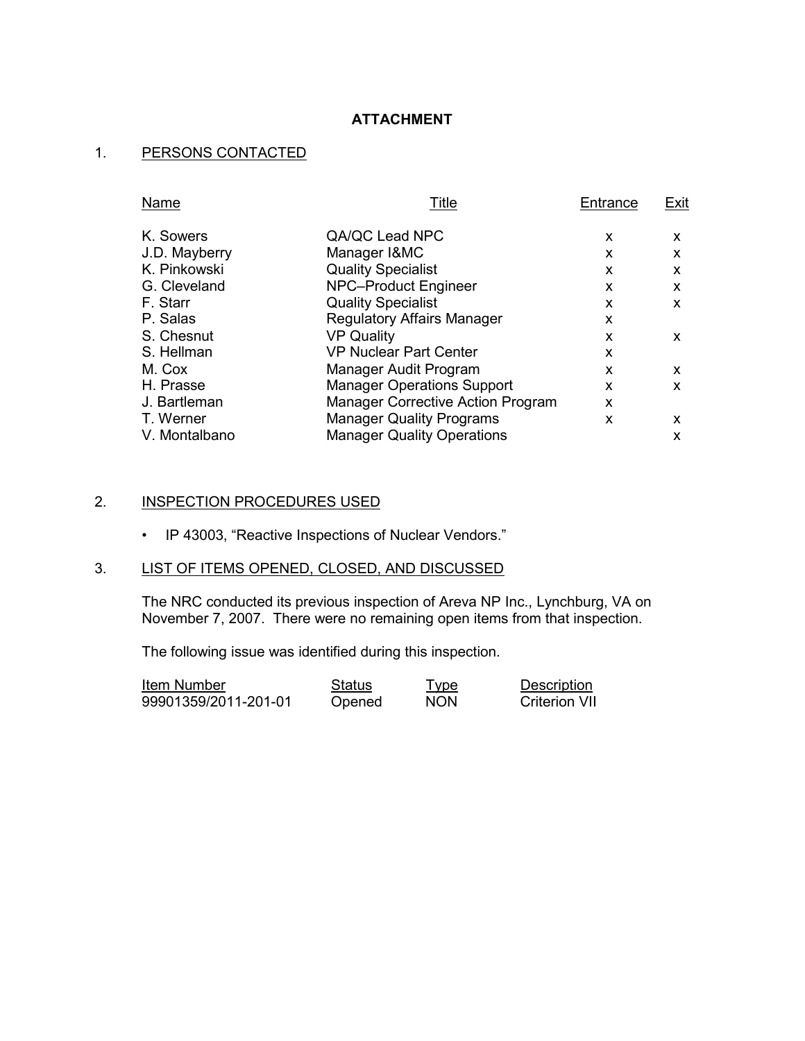# ATTACHMENT

## 1. PERSONS CONTACTED

| Name | Title | Entrance | Exit |
|---|---|---|---|
| K. Sowers | QA/QC Lead NPC | x | x |
| J.D. Mayberry | Manager I&MC | x | x |
| K. Pinkowski | Quality Specialist | x | x |
| G. Cleveland | NPC–Product Engineer | x | x |
| F. Starr | Quality Specialist | x | x |
| P. Salas | Regulatory Affairs Manager | x | |
| S. Chesnut | VP Quality | x | x |
| S. Hellman | VP Nuclear Part Center | x | |
| M. Cox | Manager Audit Program | x | x |
| H. Prasse | Manager Operations Support | x | x |
| J. Bartleman | Manager Corrective Action Program | x | |
| T. Werner | Manager Quality Programs | x | x |
| V. Montalbano | Manager Quality Operations | | x |

## 2. INSPECTION PROCEDURES USED

- IP 43003, "Reactive Inspections of Nuclear Vendors."

## 3. LIST OF ITEMS OPENED, CLOSED, AND DISCUSSED

The NRC conducted its previous inspection of Areva NP Inc., Lynchburg, VA on November 7, 2007. There were no remaining open items from that inspection.

The following issue was identified during this inspection.

| Item Number | Status | Type | Description |
|---|---|---|---|
| 99901359/2011-201-01 | Opened | NON | Criterion VII |